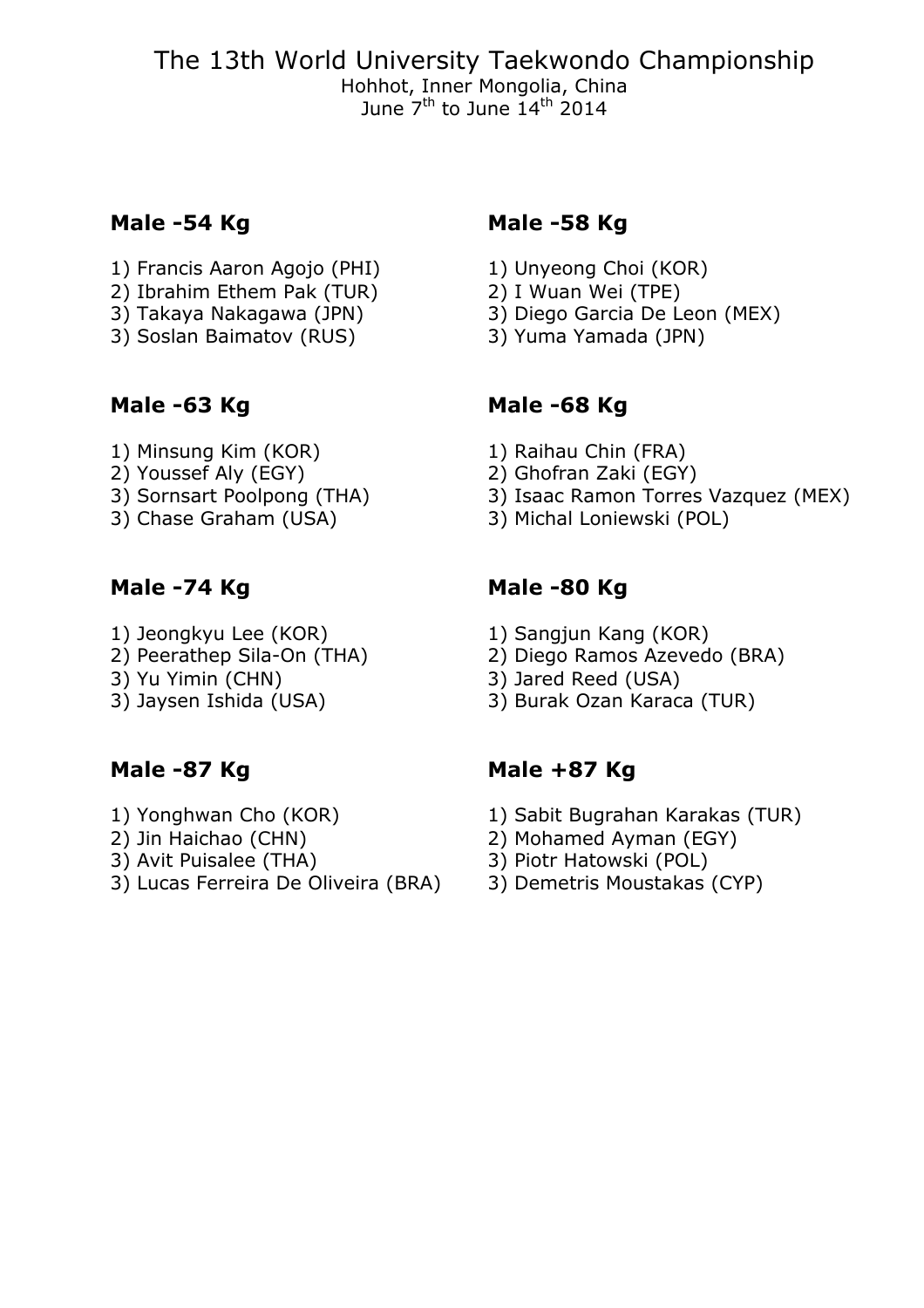# The 13th World University Taekwondo Championship

Hohhot, Inner Mongolia, China
June 7th to June 14th 2014

### Male -54 Kg

1) Francis Aaron Agojo (PHI)
2) Ibrahim Ethem Pak (TUR)
3) Takaya Nakagawa (JPN)
3) Soslan Baimatov (RUS)

### Male -58 Kg

1) Unyeong Choi (KOR)
2) I Wuan Wei (TPE)
3) Diego Garcia De Leon (MEX)
3) Yuma Yamada (JPN)

### Male -63 Kg

1) Minsung Kim (KOR)
2) Youssef Aly (EGY)
3) Sornsart Poolpong (THA)
3) Chase Graham (USA)

### Male -68 Kg

1) Raihau Chin (FRA)
2) Ghofran Zaki (EGY)
3) Isaac Ramon Torres Vazquez (MEX)
3) Michal Loniewski (POL)

### Male -74 Kg

1) Jeongkyu Lee (KOR)
2) Peerathep Sila-On (THA)
3) Yu Yimin (CHN)
3) Jaysen Ishida (USA)

### Male -80 Kg

1) Sangjun Kang (KOR)
2) Diego Ramos Azevedo (BRA)
3) Jared Reed (USA)
3) Burak Ozan Karaca (TUR)

### Male -87 Kg

1) Yonghwan Cho (KOR)
2) Jin Haichao (CHN)
3) Avit Puisalee (THA)
3) Lucas Ferreira De Oliveira (BRA)

### Male +87 Kg

1) Sabit Bugrahan Karakas (TUR)
2) Mohamed Ayman (EGY)
3) Piotr Hatowski (POL)
3) Demetris Moustakas (CYP)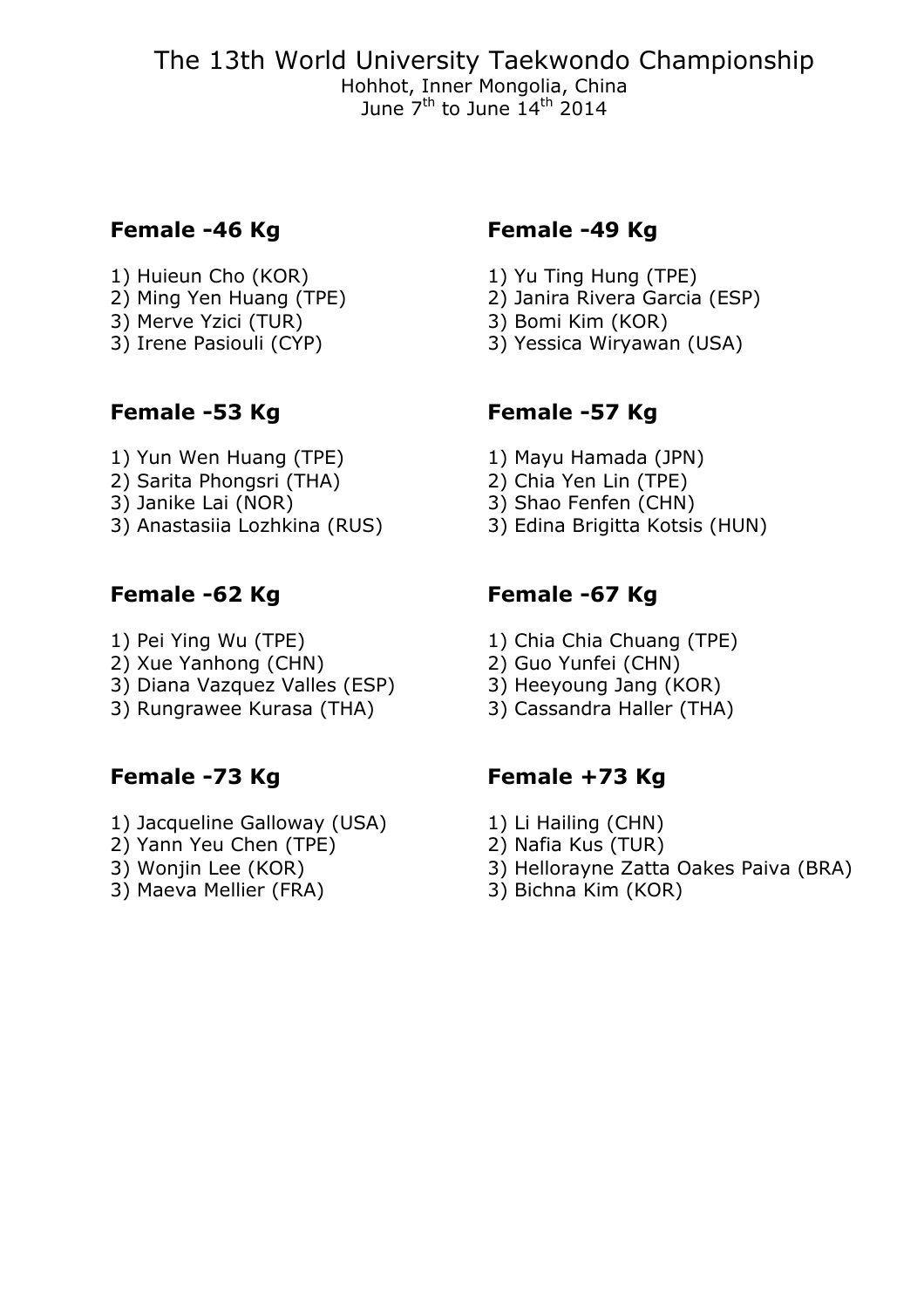# The 13th World University Taekwondo Championship

Hohhot, Inner Mongolia, China
June 7th to June 14th 2014

### Female -46 Kg

1) Huieun Cho (KOR)
2) Ming Yen Huang (TPE)
3) Merve Yzici (TUR)
3) Irene Pasiouli (CYP)

### Female -49 Kg

1) Yu Ting Hung (TPE)
2) Janira Rivera Garcia (ESP)
3) Bomi Kim (KOR)
3) Yessica Wiryawan (USA)

### Female -53 Kg

1) Yun Wen Huang (TPE)
2) Sarita Phongsri (THA)
3) Janike Lai (NOR)
3) Anastasiia Lozhkina (RUS)

### Female -57 Kg

1) Mayu Hamada (JPN)
2) Chia Yen Lin (TPE)
3) Shao Fenfen (CHN)
3) Edina Brigitta Kotsis (HUN)

### Female -62 Kg

1) Pei Ying Wu (TPE)
2) Xue Yanhong (CHN)
3) Diana Vazquez Valles (ESP)
3) Rungrawee Kurasa (THA)

### Female -67 Kg

1) Chia Chia Chuang (TPE)
2) Guo Yunfei (CHN)
3) Heeyoung Jang (KOR)
3) Cassandra Haller (THA)

### Female -73 Kg

1) Jacqueline Galloway (USA)
2) Yann Yeu Chen (TPE)
3) Wonjin Lee (KOR)
3) Maeva Mellier (FRA)

### Female +73 Kg

1) Li Hailing (CHN)
2) Nafia Kus (TUR)
3) Hellorayne Zatta Oakes Paiva (BRA)
3) Bichna Kim (KOR)